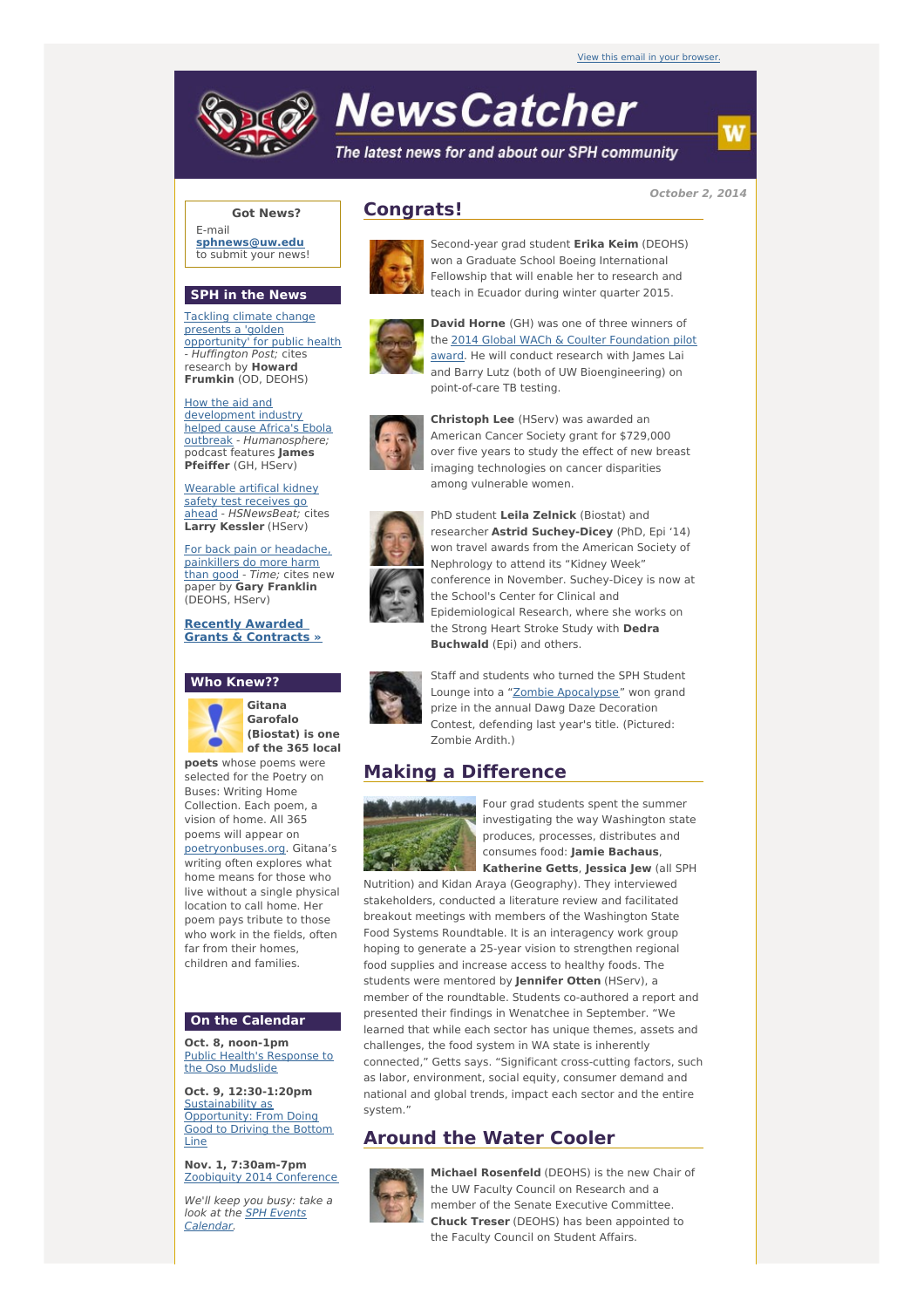View this email in your browser.

# NewsCatcher

*The latest news for and about our SPH community*

**October 2, 2014**

## Congrats!

Second-year grad student **Erika Keim** (DEOHS) won a Graduate School Boeing International Fellowship that will enable her to research and teach in Ecuador during winter quarter 2015.

**David Horne** (GH) was one of three winners of the 2014 Global WACh & Coulter Foundation pilot award. He will conduct research with James Lai and Barry Lutz (both of UW Bioengineering) on point-of-care TB testing.

**Christoph Lee** (HServ) was awarded an American Cancer Society grant for $729,000 over five years to study the effect of new breast imaging technologies on cancer disparities among vulnerable women.

PhD student **Leila Zelnick** (Biostat) and researcher **Astrid Suchey-Dicey** (PhD, Epi '14) won travel awards from the American Society of Nephrology to attend its "Kidney Week" conference in November. Suchey-Dicey is now at the School's Center for Clinical and Epidemiological Research, where she works on the Strong Heart Stroke Study with **Dedra Buchwald** (Epi) and others.

Staff and students who turned the SPH Student Lounge into a "Zombie Apocalypse" won grand prize in the annual Dawg Daze Decoration Contest, defending last year's title. (Pictured: Zombie Ardith.)

## Making a Difference

Four grad students spent the summer investigating the way Washington state produces, processes, distributes and consumes food: **Jamie Bachaus**, **Katherine Getts**, **Jessica Jew** (all SPH Nutrition) and Kidan Araya (Geography). They interviewed stakeholders, conducted a literature review and facilitated breakout meetings with members of the Washington State Food Systems Roundtable. It is an interagency work group hoping to generate a 25-year vision to strengthen regional food supplies and increase access to healthy foods. The students were mentored by **Jennifer Otten** (HServ), a member of the roundtable. Students co-authored a report and presented their findings in Wenatchee in September. "We learned that while each sector has unique themes, assets and challenges, the food system in WA state is inherently connected," Getts says. "Significant cross-cutting factors, such as labor, environment, social equity, consumer demand and national and global trends, impact each sector and the entire system."

## Around the Water Cooler

**Michael Rosenfeld** (DEOHS) is the new Chair of the UW Faculty Council on Research and a member of the Senate Executive Committee. **Chuck Treser** (DEOHS) has been appointed to the Faculty Council on Student Affairs.

---

### Got News?

E-mail **sphnews@uw.edu** to submit your news!

### SPH in the News

Tackling climate change presents a 'golden opportunity' for public health - *Huffington Post;* cites research by **Howard Frumkin** (OD, DEOHS)

How the aid and development industry helped cause Africa's Ebola outbreak - *Humanosphere;* podcast features **James Pfeiffer** (GH, HServ)

Wearable artifical kidney safety test receives go ahead - *HSNewsBeat;* cites **Larry Kessler** (HServ)

For back pain or headache, painkillers do more harm than good - *Time;* cites new paper by **Gary Franklin** (DEOHS, HServ)

**Recently Awarded Grants & Contracts »**

### Who Knew??

**Gitana Garofalo (Biostat) is one of the 365 local poets** whose poems were selected for the Poetry on Buses: Writing Home Collection. Each poem, a vision of home. All 365 poems will appear on poetryonbuses.org. Gitana's writing often explores what home means for those who live without a single physical location to call home. Her poem pays tribute to those who work in the fields, often far from their homes, children and families.

### On the Calendar

**Oct. 8, noon-1pm**
Public Health's Response to the Oso Mudslide

**Oct. 9, 12:30-1:20pm**
Sustainability as Opportunity: From Doing Good to Driving the Bottom Line

**Nov. 1, 7:30am-7pm**
Zoobiquity 2014 Conference

*We'll keep you busy: take a look at the SPH Events Calendar.*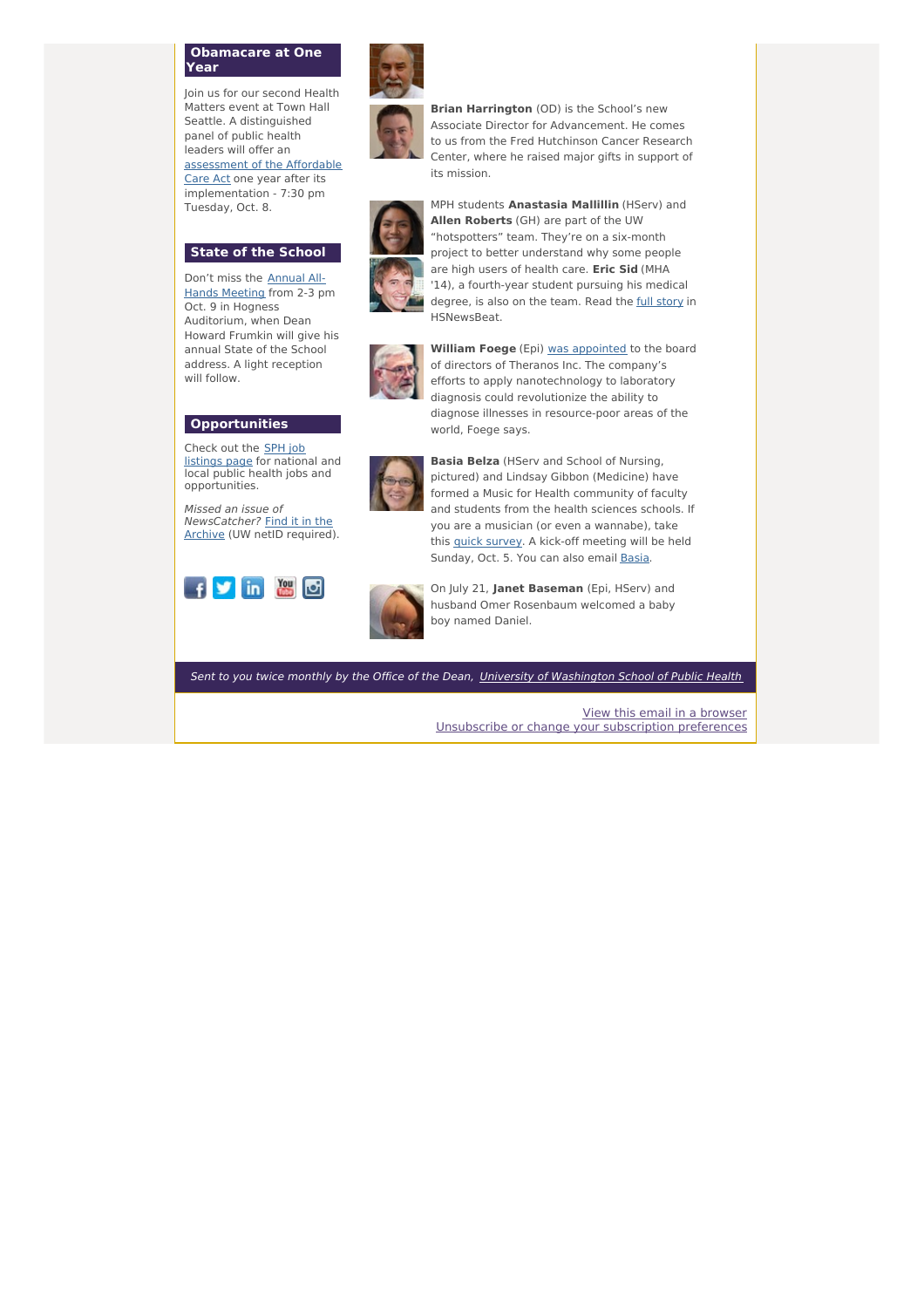## Obamacare at One Year

Join us for our second Health Matters event at Town Hall Seattle. A distinguished panel of public health leaders will offer an assessment of the Affordable Care Act one year after its implementation - 7:30 pm Tuesday, Oct. 8.

## State of the School

Don't miss the Annual All-Hands Meeting from 2-3 pm Oct. 9 in Hogness Auditorium, when Dean Howard Frumkin will give his annual State of the School address. A light reception will follow.

## Opportunities

Check out the SPH job listings page for national and local public health jobs and opportunities.

*Missed an issue of NewsCatcher?* Find it in the Archive (UW netID required).

**Brian Harrington** (OD) is the School's new Associate Director for Advancement. He comes to us from the Fred Hutchinson Cancer Research Center, where he raised major gifts in support of its mission.

MPH students **Anastasia Mallillin** (HServ) and **Allen Roberts** (GH) are part of the UW "hotspotters" team. They're on a six-month project to better understand why some people are high users of health care. **Eric Sid** (MHA '14), a fourth-year student pursuing his medical degree, is also on the team. Read the full story in HSNewsBeat.

**William Foege** (Epi) was appointed to the board of directors of Theranos Inc. The company's efforts to apply nanotechnology to laboratory diagnosis could revolutionize the ability to diagnose illnesses in resource-poor areas of the world, Foege says.

**Basia Belza** (HServ and School of Nursing, pictured) and Lindsay Gibbon (Medicine) have formed a Music for Health community of faculty and students from the health sciences schools. If you are a musician (or even a wannabe), take this quick survey. A kick-off meeting will be held Sunday, Oct. 5. You can also email Basia.

On July 21, **Janet Baseman** (Epi, HServ) and husband Omer Rosenbaum welcomed a baby boy named Daniel.

*Sent to you twice monthly by the Office of the Dean, University of Washington School of Public Health*

View this email in a browser
Unsubscribe or change your subscription preferences